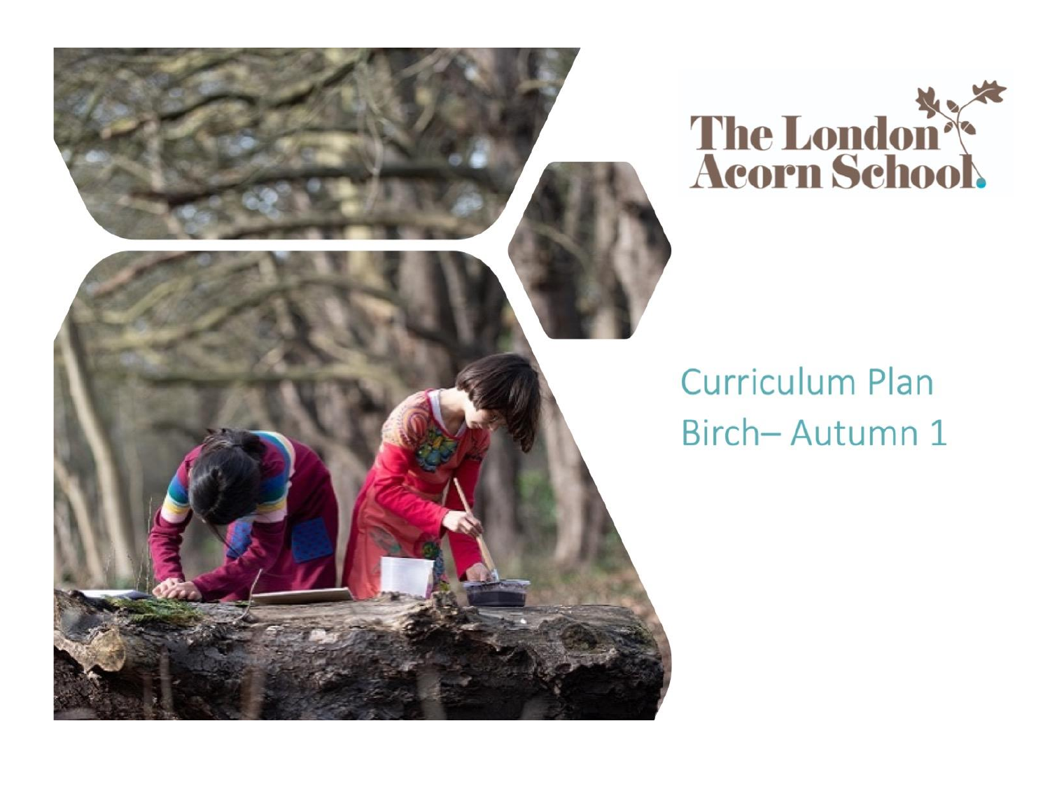The London Acorn School

# Curriculum Plan
# Birch– Autumn 1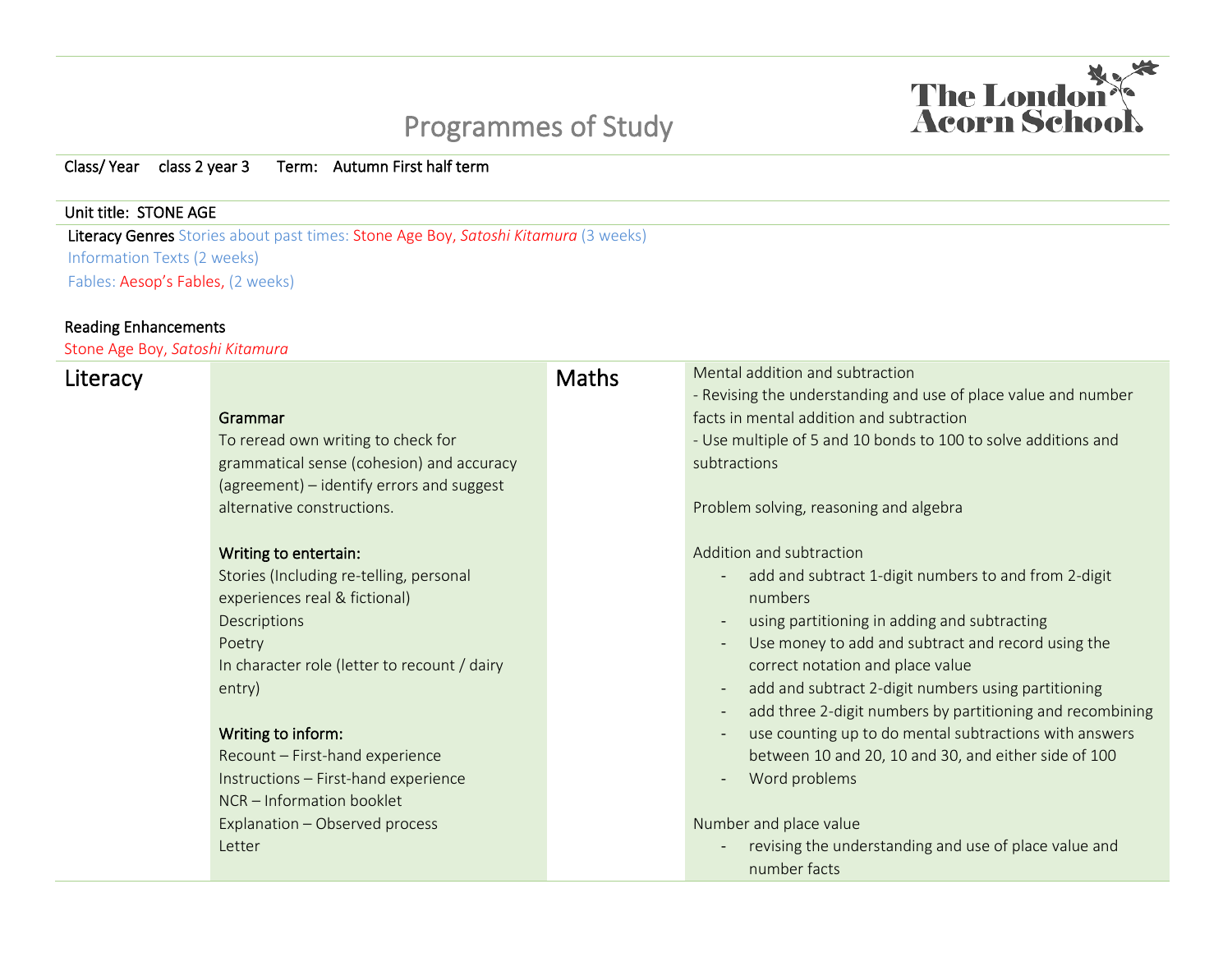# Programmes of Study

The London Acorn School

Class/ Year class 2 year 3 Term: Autumn First half term

Unit title: STONE AGE

Literacy Genres Stories about past times: Stone Age Boy, *Satoshi Kitamura* (3 weeks)
Information Texts (2 weeks)
Fables: Aesop's Fables, (2 weeks)

Reading Enhancements
Stone Age Boy, *Satoshi Kitamura*

| Literacy | | Maths | |
|---|---|---|---|
| | **Grammar**<br>To reread own writing to check for grammatical sense (cohesion) and accuracy (agreement) – identify errors and suggest alternative constructions.<br><br>**Writing to entertain:**<br>Stories (Including re-telling, personal experiences real & fictional)<br>Descriptions<br>Poetry<br>In character role (letter to recount / dairy entry)<br><br>**Writing to inform:**<br>Recount – First-hand experience<br>Instructions – First-hand experience<br>NCR – Information booklet<br>Explanation – Observed process<br>Letter | | Mental addition and subtraction<br>- Revising the understanding and use of place value and number facts in mental addition and subtraction<br>- Use multiple of 5 and 10 bonds to 100 to solve additions and subtractions<br><br>Problem solving, reasoning and algebra<br><br>Addition and subtraction<br>- add and subtract 1-digit numbers to and from 2-digit numbers<br>- using partitioning in adding and subtracting<br>- Use money to add and subtract and record using the correct notation and place value<br>- add and subtract 2-digit numbers using partitioning<br>- add three 2-digit numbers by partitioning and recombining<br>- use counting up to do mental subtractions with answers between 10 and 20, 10 and 30, and either side of 100<br>- Word problems<br><br>Number and place value<br>- revising the understanding and use of place value and number facts |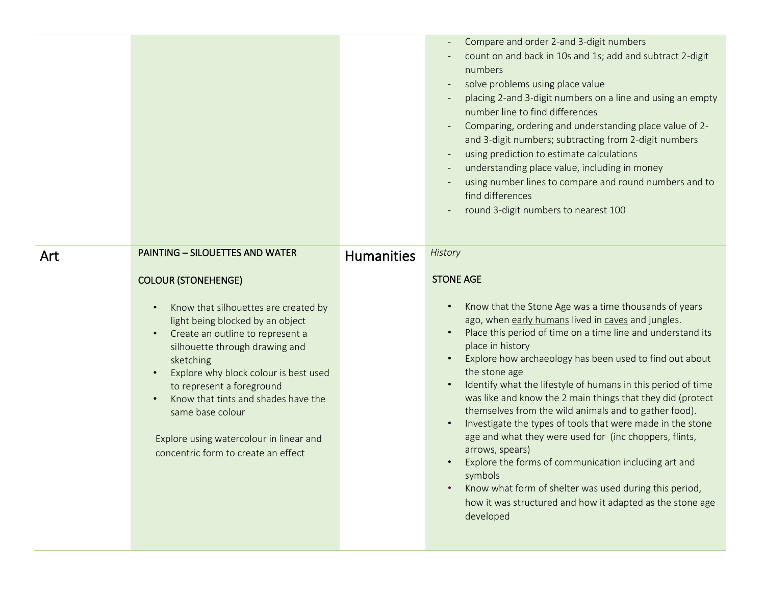| | | | |
|---|---|---|---|
| | | | - Compare and order 2-and 3-digit numbers<br>- count on and back in 10s and 1s; add and subtract 2-digit numbers<br>- solve problems using place value<br>- placing 2-and 3-digit numbers on a line and using an empty number line to find differences<br>- Comparing, ordering and understanding place value of 2- and 3-digit numbers; subtracting from 2-digit numbers<br>- using prediction to estimate calculations<br>- understanding place value, including in money<br>- using number lines to compare and round numbers and to find differences<br>- round 3-digit numbers to nearest 100 |
| Art | PAINTING – SILOUETTES AND WATER COLOUR (STONEHENGE)<br><br>• Know that silhouettes are created by light being blocked by an object<br>• Create an outline to represent a silhouette through drawing and sketching<br>• Explore why block colour is best used to represent a foreground<br>• Know that tints and shades have the same base colour<br><br>Explore using watercolour in linear and concentric form to create an effect | Humanities | *History*<br><br>STONE AGE<br><br>• Know that the Stone Age was a time thousands of years ago, when early humans lived in caves and jungles.<br>• Place this period of time on a time line and understand its place in history<br>• Explore how archaeology has been used to find out about the stone age<br>• Identify what the lifestyle of humans in this period of time was like and know the 2 main things that they did (protect themselves from the wild animals and to gather food).<br>• Investigate the types of tools that were made in the stone age and what they were used for (inc choppers, flints, arrows, spears)<br>• Explore the forms of communication including art and symbols<br>• Know what form of shelter was used during this period, how it was structured and how it adapted as the stone age developed |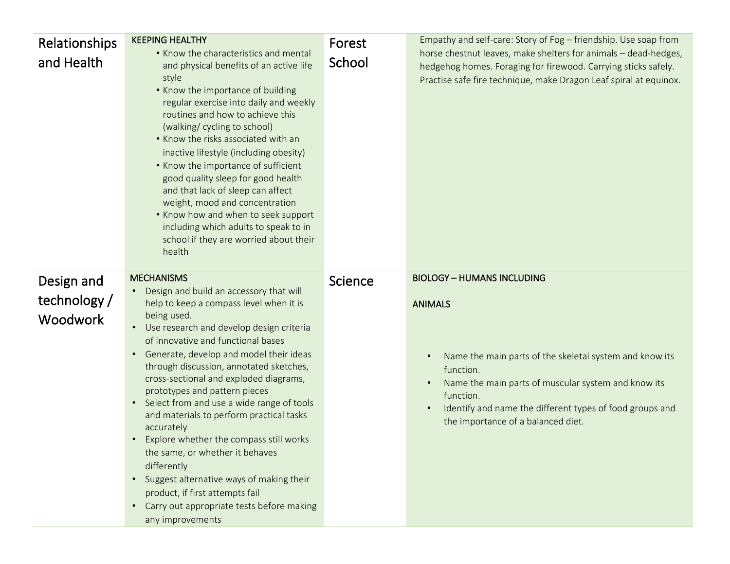| Relationships and Health | KEEPING HEALTHY<br>• Know the characteristics and mental and physical benefits of an active life style<br>• Know the importance of building regular exercise into daily and weekly routines and how to achieve this (walking/ cycling to school)<br>• Know the risks associated with an inactive lifestyle (including obesity)<br>• Know the importance of sufficient good quality sleep for good health and that lack of sleep can affect weight, mood and concentration<br>• Know how and when to seek support including which adults to speak to in school if they are worried about their health | Forest School | Empathy and self-care: Story of Fog – friendship. Use soap from horse chestnut leaves, make shelters for animals – dead-hedges, hedgehog homes. Foraging for firewood. Carrying sticks safely. Practise safe fire technique, make Dragon Leaf spiral at equinox. |
|---|---|---|---|
| Design and technology / Woodwork | MECHANISMS<br>• Design and build an accessory that will help to keep a compass level when it is being used.<br>• Use research and develop design criteria of innovative and functional bases<br>• Generate, develop and model their ideas through discussion, annotated sketches, cross-sectional and exploded diagrams, prototypes and pattern pieces<br>• Select from and use a wide range of tools and materials to perform practical tasks accurately<br>• Explore whether the compass still works the same, or whether it behaves differently<br>• Suggest alternative ways of making their product, if first attempts fail<br>• Carry out appropriate tests before making any improvements | Science | BIOLOGY – HUMANS INCLUDING ANIMALS<br>• Name the main parts of the skeletal system and know its function.<br>• Name the main parts of muscular system and know its function.<br>• Identify and name the different types of food groups and the importance of a balanced diet. |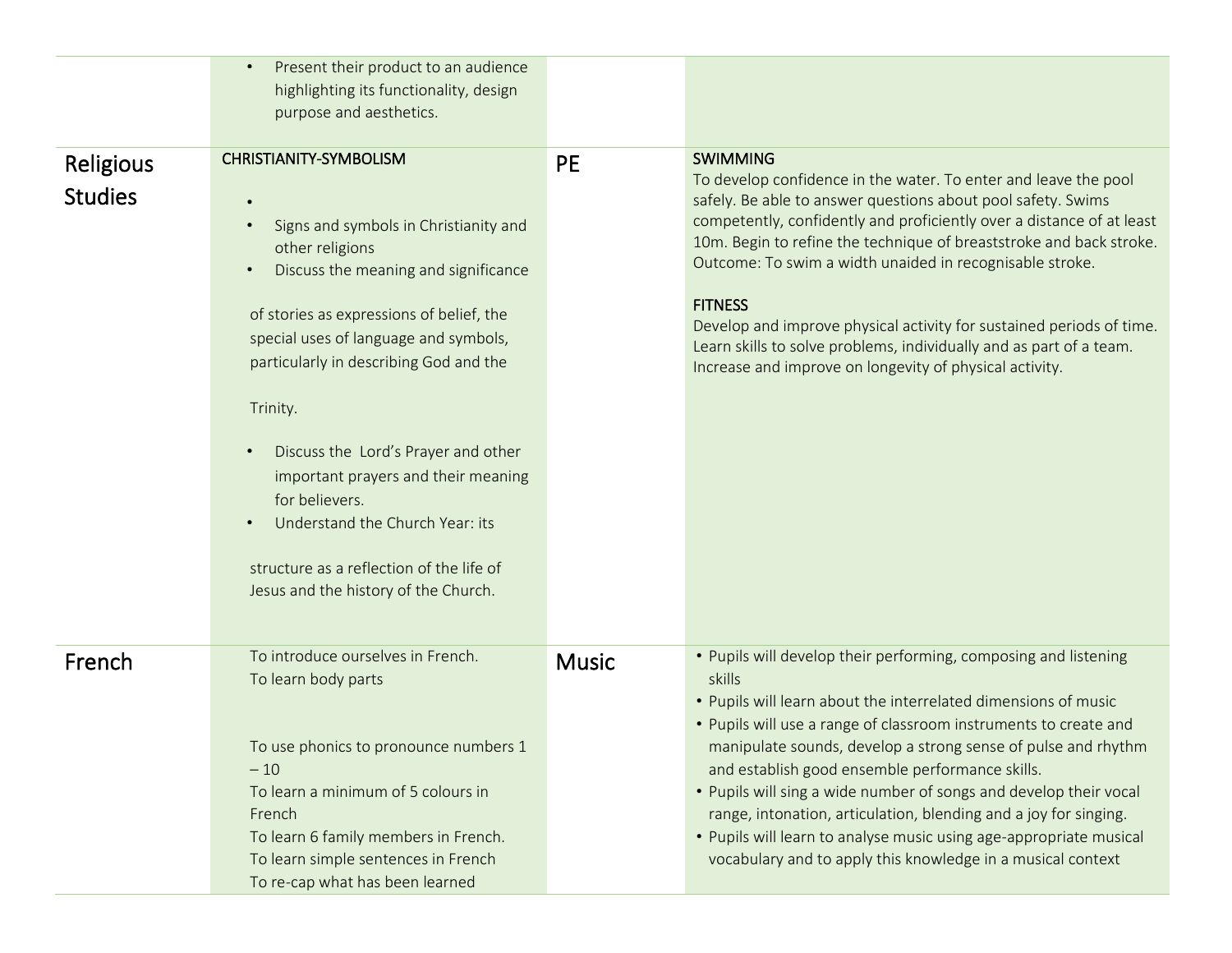| | | | |
|---|---|---|---|
| | • Present their product to an audience highlighting its functionality, design purpose and aesthetics. | | |
| Religious Studies | CHRISTIANITY-SYMBOLISM<br><br>• Signs and symbols in Christianity and other religions<br>• Discuss the meaning and significance of stories as expressions of belief, the special uses of language and symbols, particularly in describing God and the Trinity.<br>• Discuss the Lord's Prayer and other important prayers and their meaning for believers.<br>• Understand the Church Year: its structure as a reflection of the life of Jesus and the history of the Church. | PE | SWIMMING<br>To develop confidence in the water. To enter and leave the pool safely. Be able to answer questions about pool safety. Swims competently, confidently and proficiently over a distance of at least 10m. Begin to refine the technique of breaststroke and back stroke. Outcome: To swim a width unaided in recognisable stroke.<br><br>FITNESS<br>Develop and improve physical activity for sustained periods of time. Learn skills to solve problems, individually and as part of a team. Increase and improve on longevity of physical activity. |
| French | To introduce ourselves in French.<br>To learn body parts<br><br>To use phonics to pronounce numbers 1 – 10<br>To learn a minimum of 5 colours in French<br>To learn 6 family members in French.<br>To learn simple sentences in French<br>To re-cap what has been learned | Music | • Pupils will develop their performing, composing and listening skills<br>• Pupils will learn about the interrelated dimensions of music<br>• Pupils will use a range of classroom instruments to create and manipulate sounds, develop a strong sense of pulse and rhythm and establish good ensemble performance skills.<br>• Pupils will sing a wide number of songs and develop their vocal range, intonation, articulation, blending and a joy for singing.<br>• Pupils will learn to analyse music using age-appropriate musical vocabulary and to apply this knowledge in a musical context |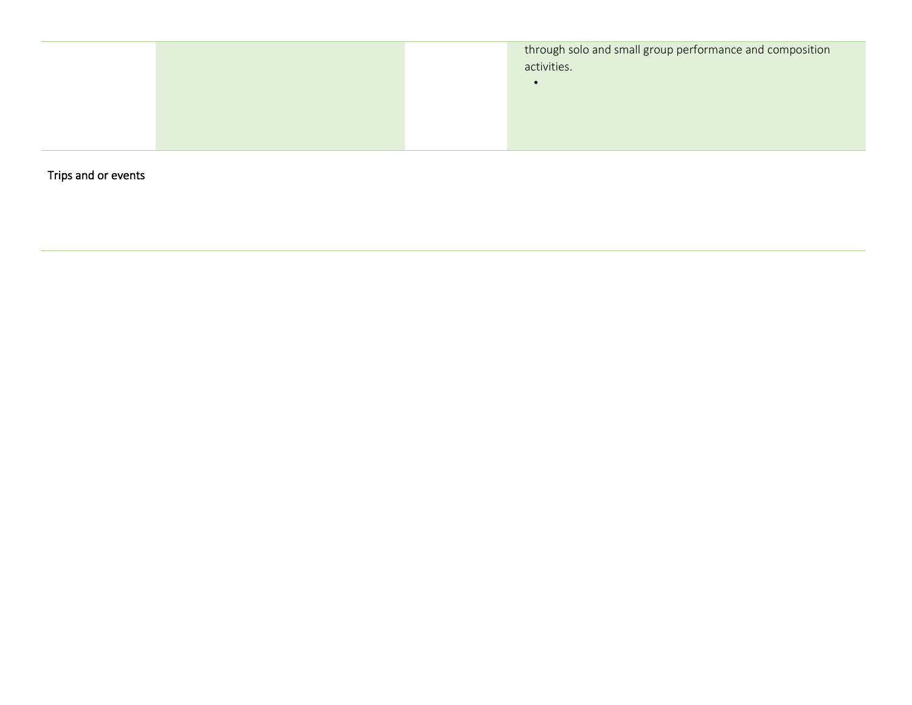| | | | |
|---|---|---|---|
| | | | through solo and small group performance and composition activities.<br>• |

Trips and or events